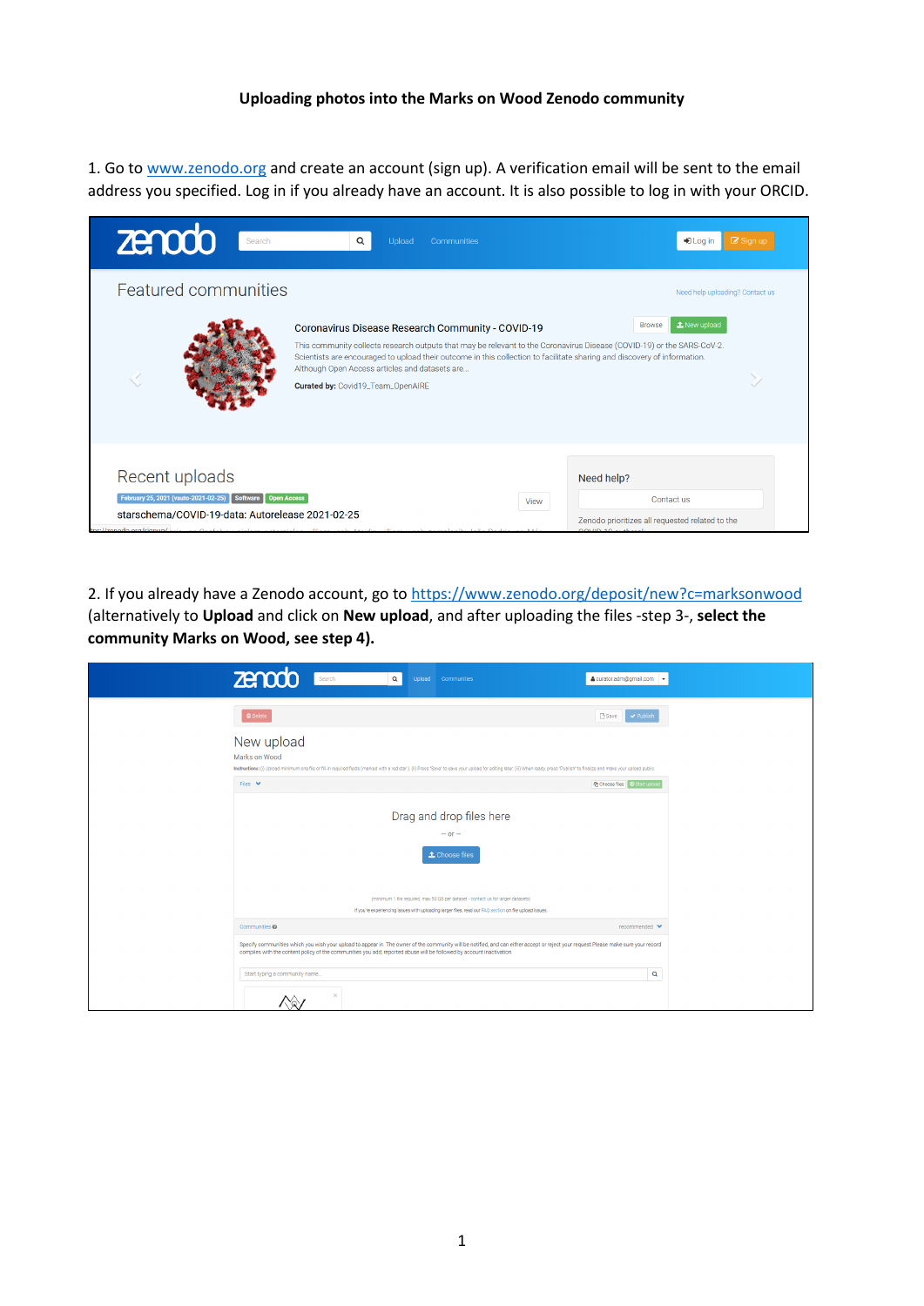**Uploading photos into the Marks on Wood Zenodo community**

1. Go to www.zenodo.org and create an account (sign up). A verification email will be sent to the email address you specified. Log in if you already have an account. It is also possible to log in with your ORCID.

2. If you already have a Zenodo account, go to https://www.zenodo.org/deposit/new?c=marksonwood (alternatively to **Upload** and click on **New upload**, and after uploading the files -step 3-, **select the community Marks on Wood, see step 4).**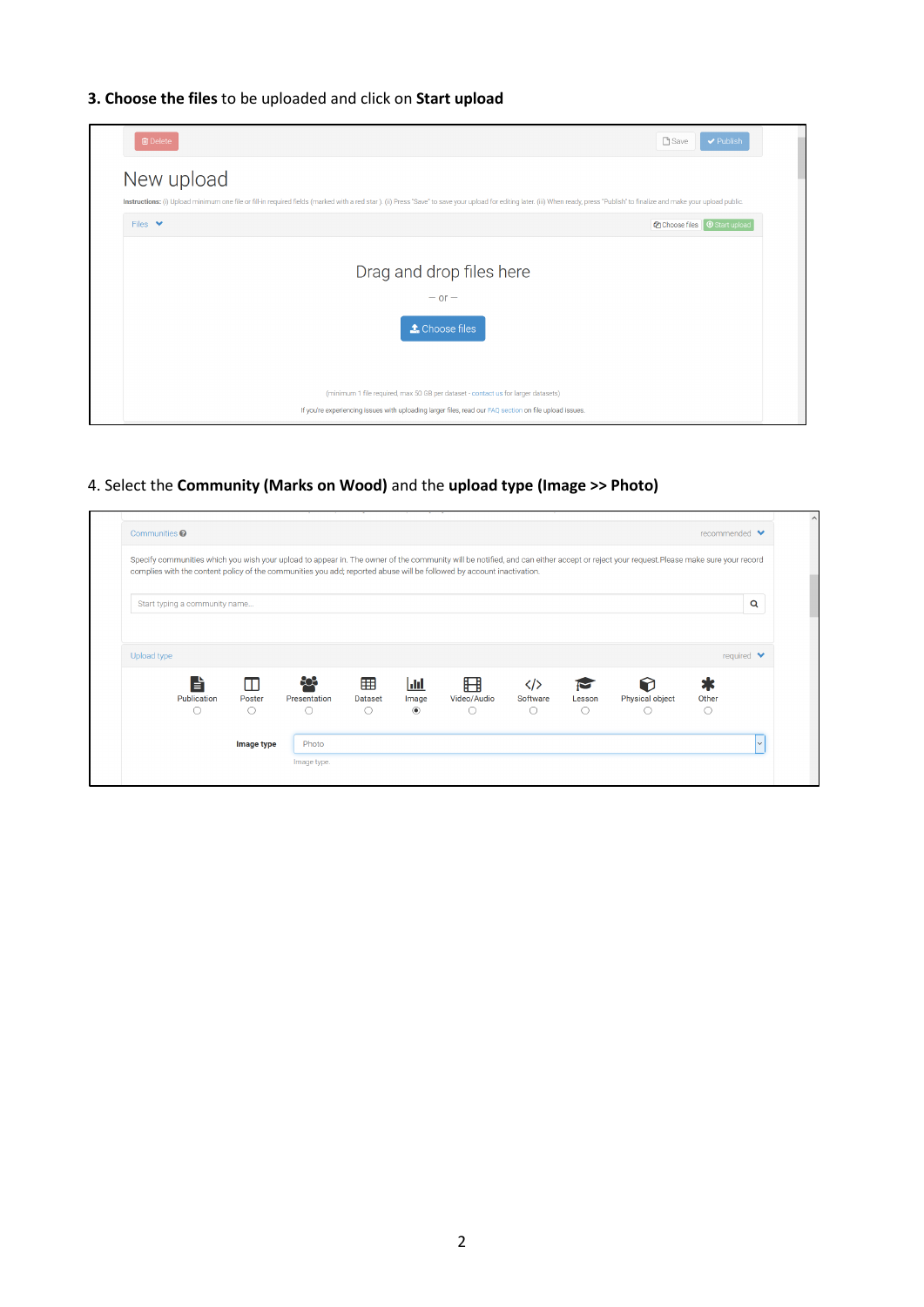**3. Choose the files** to be uploaded and click on **Start upload**

4. Select the **Community (Marks on Wood)** and the **upload type (Image >> Photo)**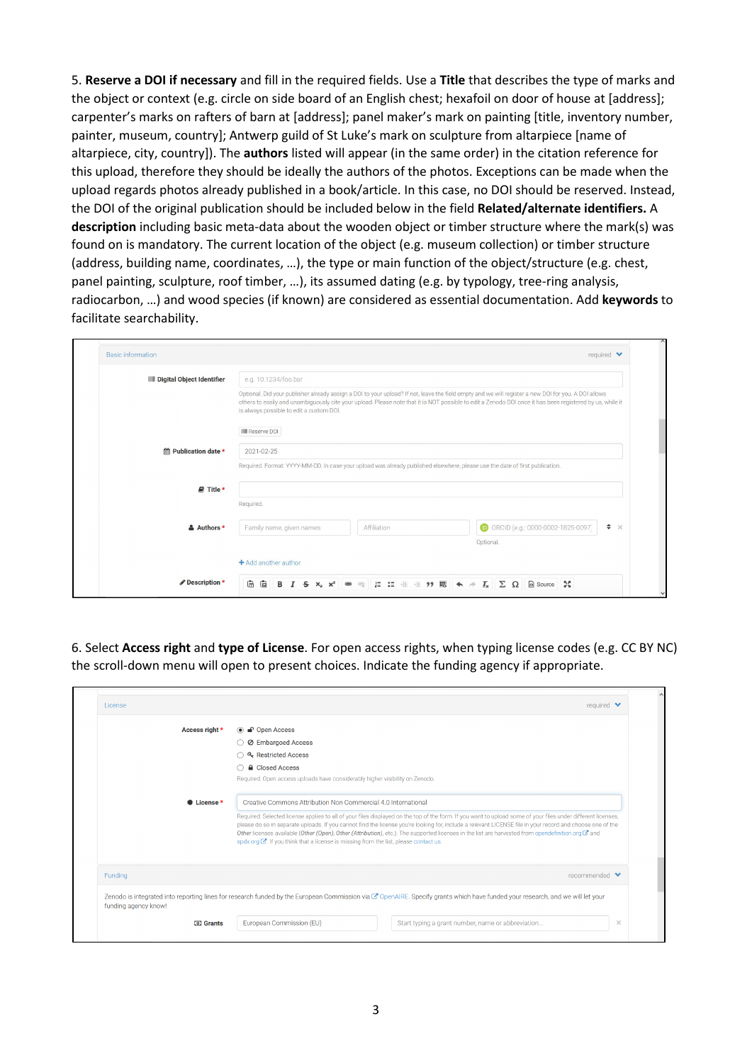5. **Reserve a DOI if necessary** and fill in the required fields. Use a **Title** that describes the type of marks and the object or context (e.g. circle on side board of an English chest; hexafoil on door of house at [address]; carpenter's marks on rafters of barn at [address]; panel maker's mark on painting [title, inventory number, painter, museum, country]; Antwerp guild of St Luke's mark on sculpture from altarpiece [name of altarpiece, city, country]). The **authors** listed will appear (in the same order) in the citation reference for this upload, therefore they should be ideally the authors of the photos. Exceptions can be made when the upload regards photos already published in a book/article. In this case, no DOI should be reserved. Instead, the DOI of the original publication should be included below in the field **Related/alternate identifiers.** A **description** including basic meta-data about the wooden object or timber structure where the mark(s) was found on is mandatory. The current location of the object (e.g. museum collection) or timber structure (address, building name, coordinates, …), the type or main function of the object/structure (e.g. chest, panel painting, sculpture, roof timber, …), its assumed dating (e.g. by typology, tree-ring analysis, radiocarbon, …) and wood species (if known) are considered as essential documentation. Add **keywords** to facilitate searchability.

6. Select **Access right** and **type of License**. For open access rights, when typing license codes (e.g. CC BY NC) the scroll-down menu will open to present choices. Indicate the funding agency if appropriate.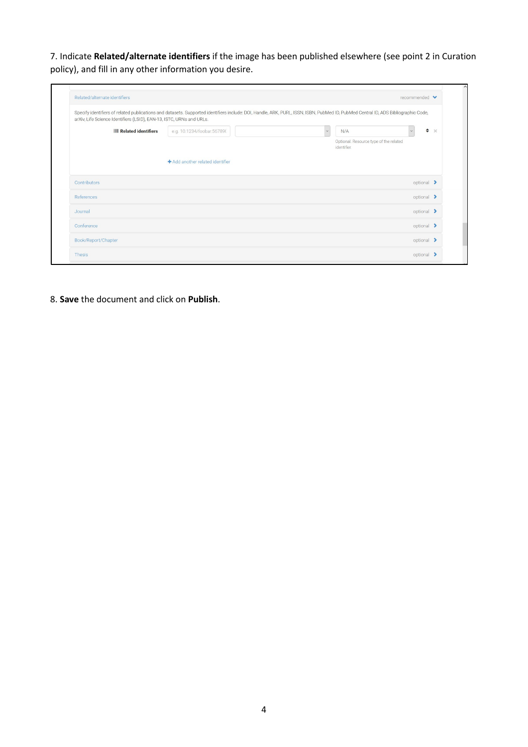7. Indicate **Related/alternate identifiers** if the image has been published elsewhere (see point 2 in Curation policy), and fill in any other information you desire.

Related/alternate identifiers recommended

Specify identifiers of related publications and datasets. Supported identifiers include: DOI, Handle, ARK, PURL, ISSN, ISBN, PubMed ID, PubMed Central ID, ADS Bibliographic Code, arXiv, Life Science Identifiers (LSID), EAN-13, ISTC, URNs and URLs.

Related identifiers e.g. 10.1234/foobar.567890 N/A

Optional. Resource type of the related identifier

+ Add another related identifier

Contributors optional

References optional

Journal optional

Conference optional

Book/Report/Chapter optional

Thesis optional

8. **Save** the document and click on **Publish**.